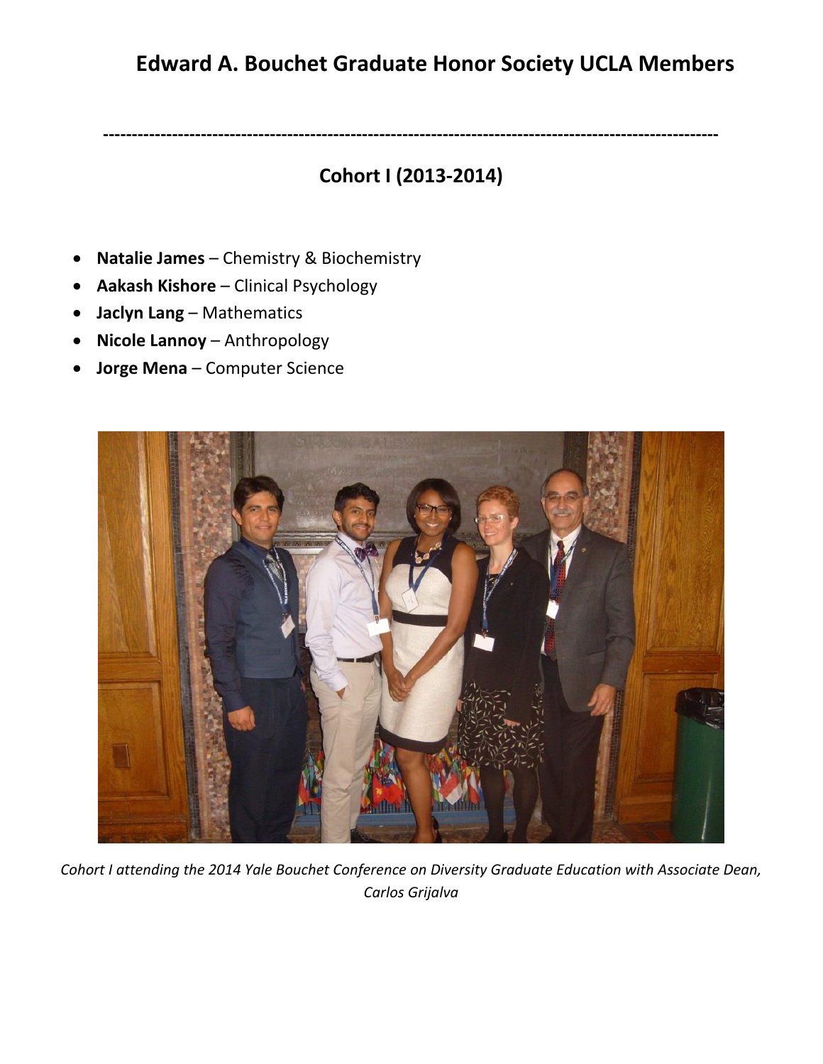# Edward A. Bouchet Graduate Honor Society UCLA Members

---

## Cohort I (2013-2014)

- **Natalie James** – Chemistry & Biochemistry
- **Aakash Kishore** – Clinical Psychology
- **Jaclyn Lang** – Mathematics
- **Nicole Lannoy** – Anthropology
- **Jorge Mena** – Computer Science

*Cohort I attending the 2014 Yale Bouchet Conference on Diversity Graduate Education with Associate Dean, Carlos Grijalva*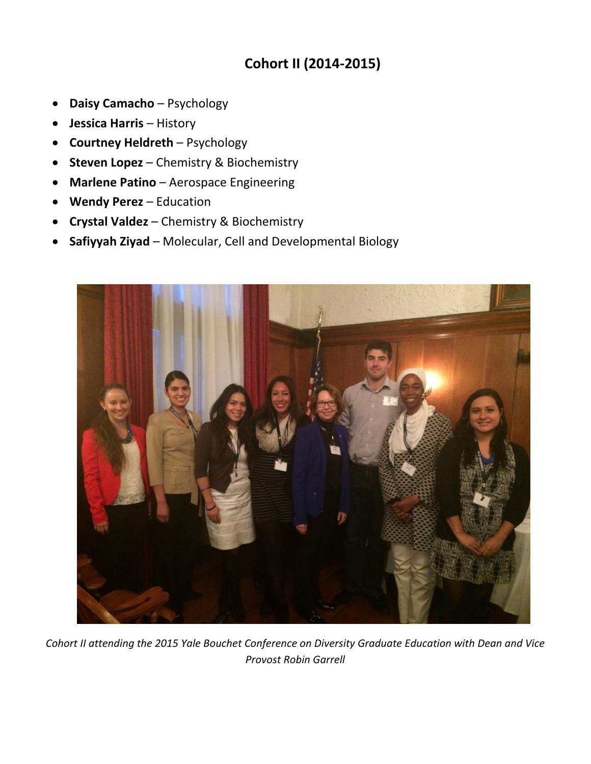## Cohort II (2014-2015)

- **Daisy Camacho** – Psychology
- **Jessica Harris** – History
- **Courtney Heldreth** – Psychology
- **Steven Lopez** – Chemistry & Biochemistry
- **Marlene Patino** – Aerospace Engineering
- **Wendy Perez** – Education
- **Crystal Valdez** – Chemistry & Biochemistry
- **Safiyyah Ziyad** – Molecular, Cell and Developmental Biology

*Cohort II attending the 2015 Yale Bouchet Conference on Diversity Graduate Education with Dean and Vice Provost Robin Garrell*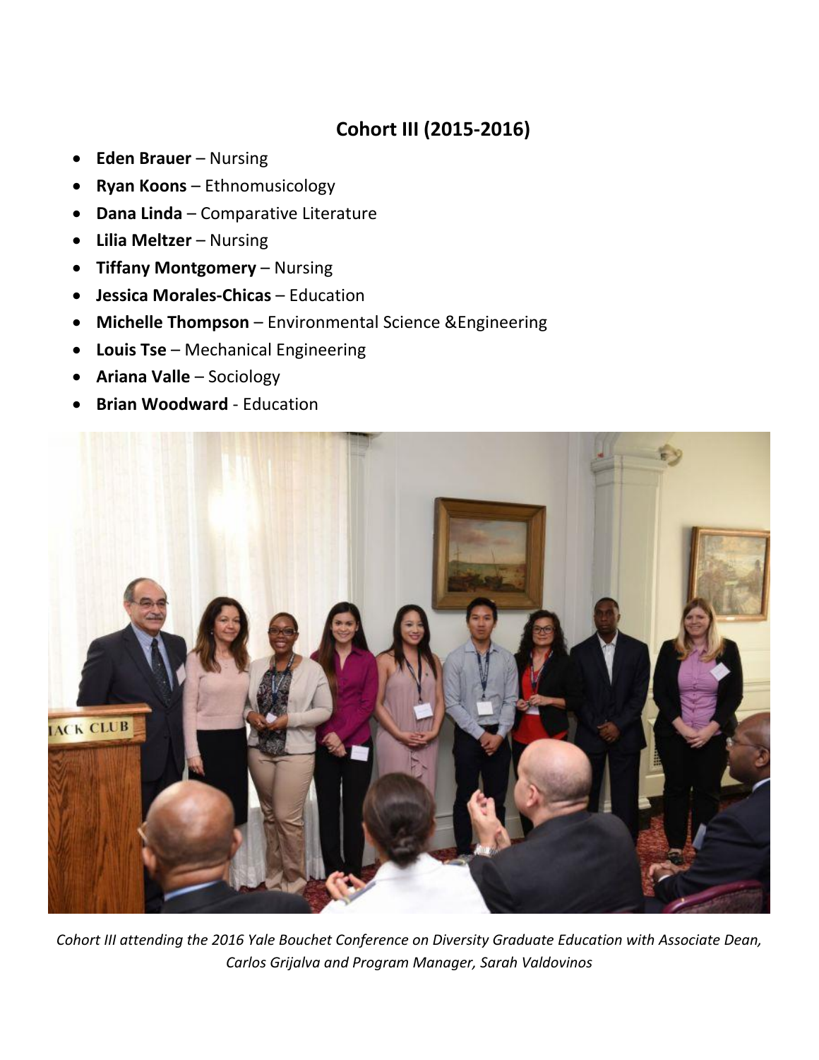## Cohort III (2015-2016)

- **Eden Brauer** – Nursing
- **Ryan Koons** – Ethnomusicology
- **Dana Linda** – Comparative Literature
- **Lilia Meltzer** – Nursing
- **Tiffany Montgomery** – Nursing
- **Jessica Morales-Chicas** – Education
- **Michelle Thompson** – Environmental Science &Engineering
- **Louis Tse** – Mechanical Engineering
- **Ariana Valle** – Sociology
- **Brian Woodward** - Education

*Cohort III attending the 2016 Yale Bouchet Conference on Diversity Graduate Education with Associate Dean, Carlos Grijalva and Program Manager, Sarah Valdovinos*